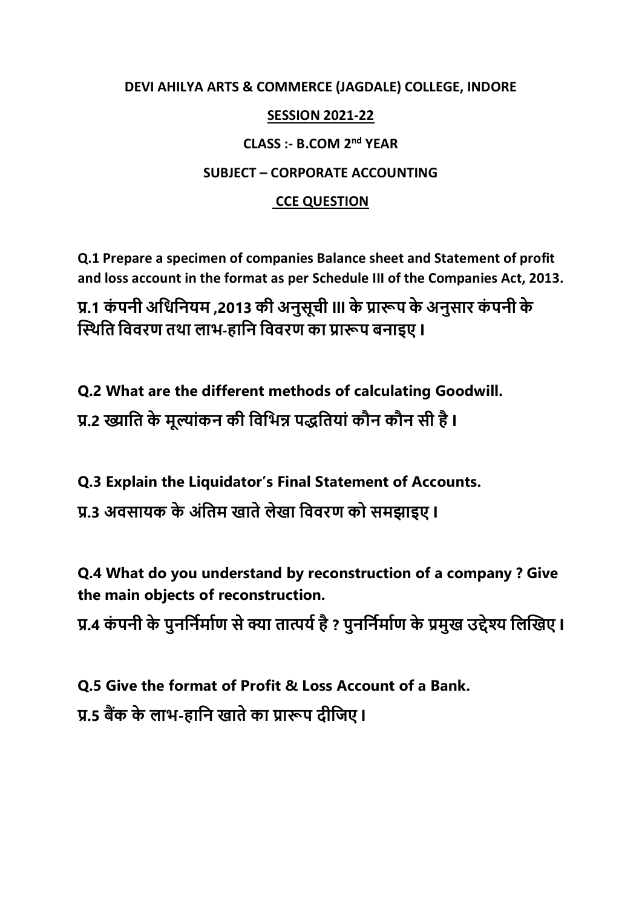**DEVI AHILYA ARTS & COMMERCE (JAGDALE) COLLEGE, INDORE**

**SESSION 2021-22**

**CLASS :- B.COM 2nd YEAR**

**SUBJECT – CORPORATE ACCOUNTING**

**CCE QUESTION**

**Q.1 Prepare a specimen of companies Balance sheet and Statement of profit and loss account in the format as per Schedule III of the Companies Act, 2013.**

**प्र.1 कंपनी अधिनियम ,2013 की अनुसूची III के प्रारूप के अनुसार कंपनी के स्थिति विवरण तथा लाभ-हानि विवरण का प्रारूप बनाइए।**

**Q.2 What are the different methods of calculating Goodwill.**

**प्र.2 ख्याति के मूल्यांकन की विभिन्न पद्धतियां कौन कौन सी है।**

**Q.3 Explain the Liquidator's Final Statement of Accounts.**

**प्र.3 अवसायक के अंतिम खाते लेखा विवरण को समझाइए।**

**Q.4 What do you understand by reconstruction of a company ? Give the main objects of reconstruction.**

**प्र.4 कंपनी के पुनर्निर्माण से क्या तात्पर्य है ? पुनर्निर्माण के प्रमुख उद्देश्य लिखिए।**

**Q.5 Give the format of Profit & Loss Account of a Bank.**

**प्र.5 बैंक के लाभ-हानि खाते का प्रारूप दीजिए।**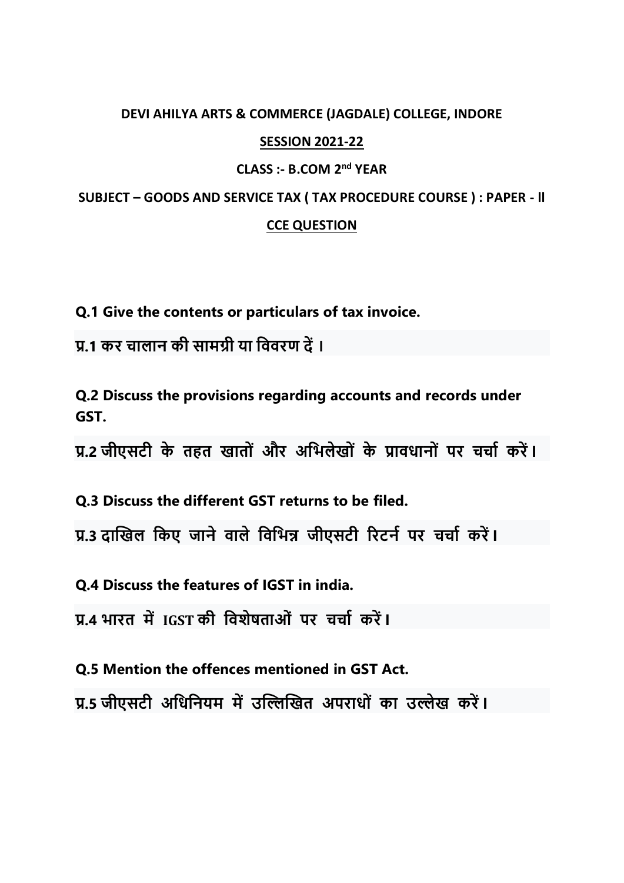**DEVI AHILYA ARTS & COMMERCE (JAGDALE) COLLEGE, INDORE**

**SESSION 2021-22**

**CLASS :- B.COM 2nd YEAR**

**SUBJECT – GOODS AND SERVICE TAX ( TAX PROCEDURE COURSE ) : PAPER - II**

**CCE QUESTION**

**Q.1 Give the contents or particulars of tax invoice.**

**प्र.1 कर चालान की सामग्री या विवरण दें ।**

**Q.2 Discuss the provisions regarding accounts and records under GST.**

**प्र.2 जीएसटी के तहत खातों और अभिलेखों के प्रावधानों पर चर्चा करें।**

**Q.3 Discuss the different GST returns to be filed.**

**प्र.3 दाखिल किए जाने वाले विभिन्न जीएसटी रिटर्न पर चर्चा करें।**

**Q.4 Discuss the features of IGST in india.**

**प्र.4 भारत में IGST की विशेषताओं पर चर्चा करें।**

**Q.5 Mention the offences mentioned in GST Act.**

**प्र.5 जीएसटी अधिनियम में उल्लिखित अपराधों का उल्लेख करें।**